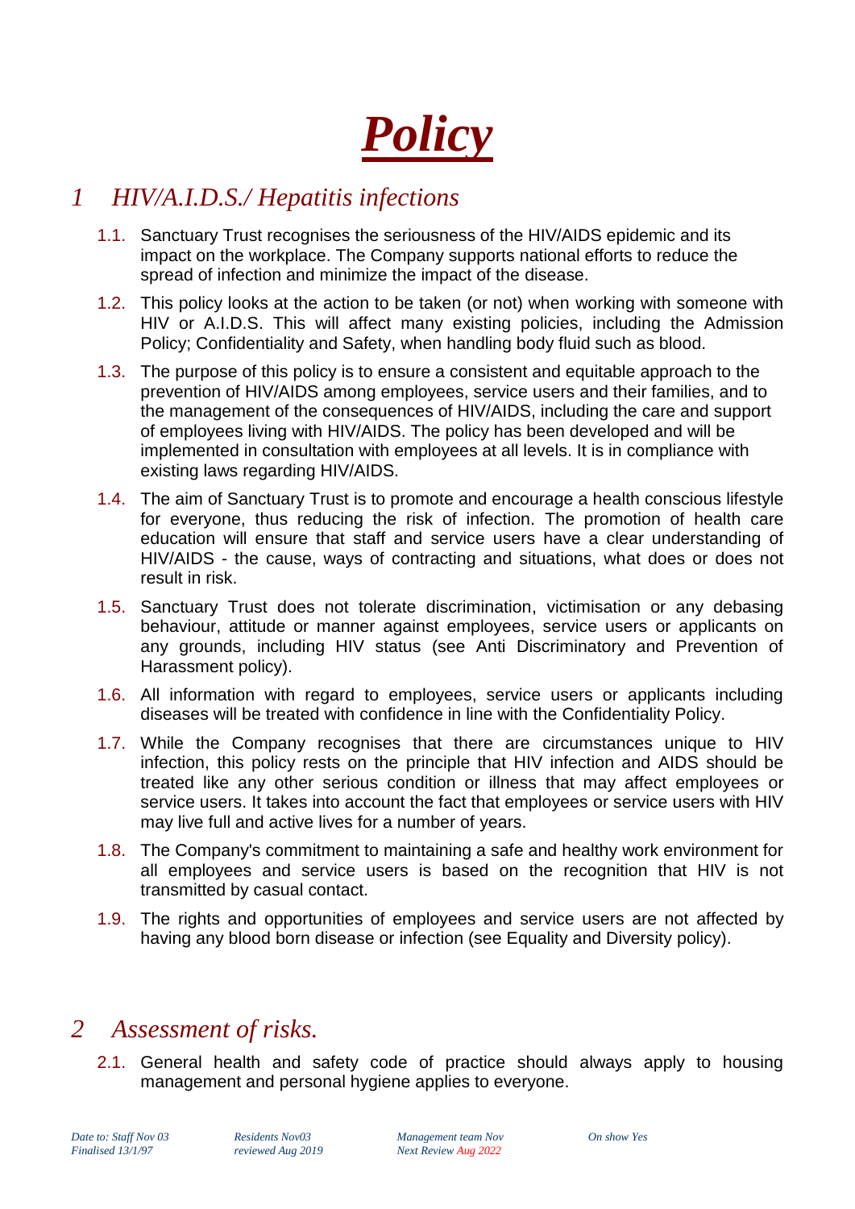# *Policy*

## 1 HIV/A.I.D.S./ Hepatitis infections

1.1. Sanctuary Trust recognises the seriousness of the HIV/AIDS epidemic and its impact on the workplace. The Company supports national efforts to reduce the spread of infection and minimize the impact of the disease.

1.2. This policy looks at the action to be taken (or not) when working with someone with HIV or A.I.D.S. This will affect many existing policies, including the Admission Policy; Confidentiality and Safety, when handling body fluid such as blood.

1.3. The purpose of this policy is to ensure a consistent and equitable approach to the prevention of HIV/AIDS among employees, service users and their families, and to the management of the consequences of HIV/AIDS, including the care and support of employees living with HIV/AIDS. The policy has been developed and will be implemented in consultation with employees at all levels. It is in compliance with existing laws regarding HIV/AIDS.

1.4. The aim of Sanctuary Trust is to promote and encourage a health conscious lifestyle for everyone, thus reducing the risk of infection. The promotion of health care education will ensure that staff and service users have a clear understanding of HIV/AIDS - the cause, ways of contracting and situations, what does or does not result in risk.

1.5. Sanctuary Trust does not tolerate discrimination, victimisation or any debasing behaviour, attitude or manner against employees, service users or applicants on any grounds, including HIV status (see Anti Discriminatory and Prevention of Harassment policy).

1.6. All information with regard to employees, service users or applicants including diseases will be treated with confidence in line with the Confidentiality Policy.

1.7. While the Company recognises that there are circumstances unique to HIV infection, this policy rests on the principle that HIV infection and AIDS should be treated like any other serious condition or illness that may affect employees or service users. It takes into account the fact that employees or service users with HIV may live full and active lives for a number of years.

1.8. The Company's commitment to maintaining a safe and healthy work environment for all employees and service users is based on the recognition that HIV is not transmitted by casual contact.

1.9. The rights and opportunities of employees and service users are not affected by having any blood born disease or infection (see Equality and Diversity policy).

## 2 Assessment of risks.

2.1. General health and safety code of practice should always apply to housing management and personal hygiene applies to everyone.

*Date to: Staff Nov 03* *Residents Nov03* *Management team Nov* *On show Yes*
*Finalised 13/1/97* *reviewed Aug 2019* *Next Review Aug 2022*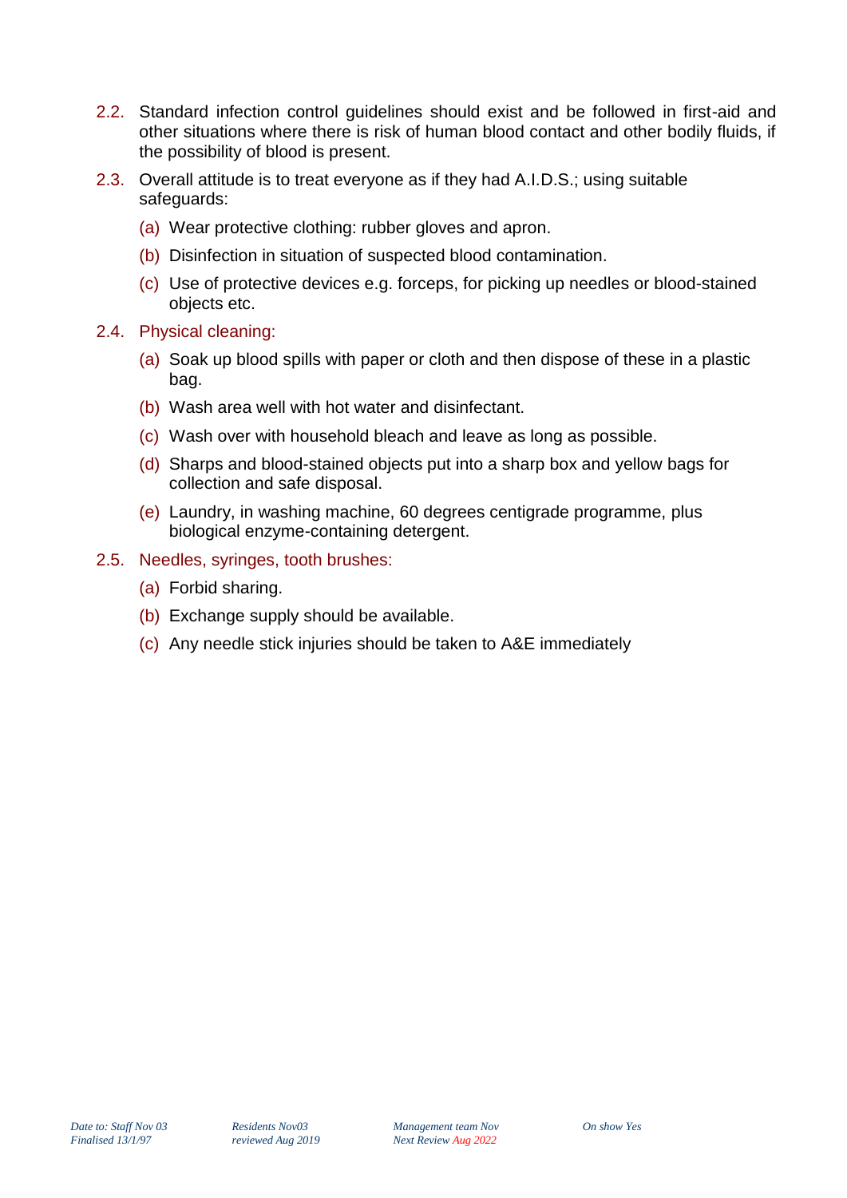2.2. Standard infection control guidelines should exist and be followed in first-aid and other situations where there is risk of human blood contact and other bodily fluids, if the possibility of blood is present.

2.3. Overall attitude is to treat everyone as if they had A.I.D.S.; using suitable safeguards:

- (a) Wear protective clothing: rubber gloves and apron.
- (b) Disinfection in situation of suspected blood contamination.
- (c) Use of protective devices e.g. forceps, for picking up needles or blood-stained objects etc.

2.4. Physical cleaning:

- (a) Soak up blood spills with paper or cloth and then dispose of these in a plastic bag.
- (b) Wash area well with hot water and disinfectant.
- (c) Wash over with household bleach and leave as long as possible.
- (d) Sharps and blood-stained objects put into a sharp box and yellow bags for collection and safe disposal.
- (e) Laundry, in washing machine, 60 degrees centigrade programme, plus biological enzyme-containing detergent.

2.5. Needles, syringes, tooth brushes:

- (a) Forbid sharing.
- (b) Exchange supply should be available.
- (c) Any needle stick injuries should be taken to A&E immediately